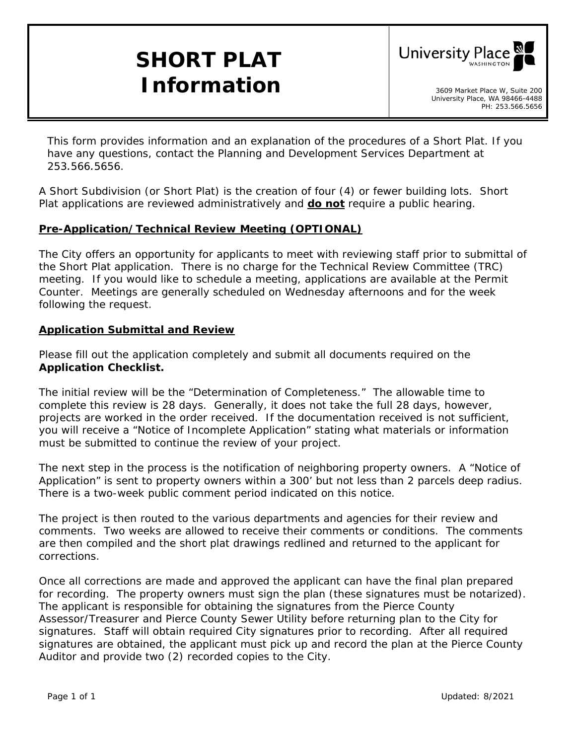# SHORT PLAT Information

University Place WASHINGTON

3609 Market Place W, Suite 200
University Place, WA 98466-4488
PH: 253.566.5656

This form provides information and an explanation of the procedures of a Short Plat. If you have any questions, contact the Planning and Development Services Department at 253.566.5656.

A Short Subdivision (or Short Plat) is the creation of four (4) or fewer building lots. Short Plat applications are reviewed administratively and **do not** require a public hearing.

## Pre-Application/Technical Review Meeting (OPTIONAL)

The City offers an opportunity for applicants to meet with reviewing staff prior to submittal of the Short Plat application. There is no charge for the Technical Review Committee (TRC) meeting. If you would like to schedule a meeting, applications are available at the Permit Counter. Meetings are generally scheduled on Wednesday afternoons and for the week following the request.

## Application Submittal and Review

Please fill out the application completely and submit all documents required on the **Application Checklist.**

The initial review will be the "Determination of Completeness." The allowable time to complete this review is 28 days. Generally, it does not take the full 28 days, however, projects are worked in the order received. If the documentation received is not sufficient, you will receive a "Notice of Incomplete Application" stating what materials or information must be submitted to continue the review of your project.

The next step in the process is the notification of neighboring property owners. A "Notice of Application" is sent to property owners within a 300' but not less than 2 parcels deep radius. There is a two-week public comment period indicated on this notice.

The project is then routed to the various departments and agencies for their review and comments. Two weeks are allowed to receive their comments or conditions. The comments are then compiled and the short plat drawings redlined and returned to the applicant for corrections.

Once all corrections are made and approved the applicant can have the final plan prepared for recording. The property owners must sign the plan (these signatures must be notarized). The applicant is responsible for obtaining the signatures from the Pierce County Assessor/Treasurer and Pierce County Sewer Utility before returning plan to the City for signatures. Staff will obtain required City signatures prior to recording. After all required signatures are obtained, the applicant must pick up and record the plan at the Pierce County Auditor and provide two (2) recorded copies to the City.

Updated: 8/2021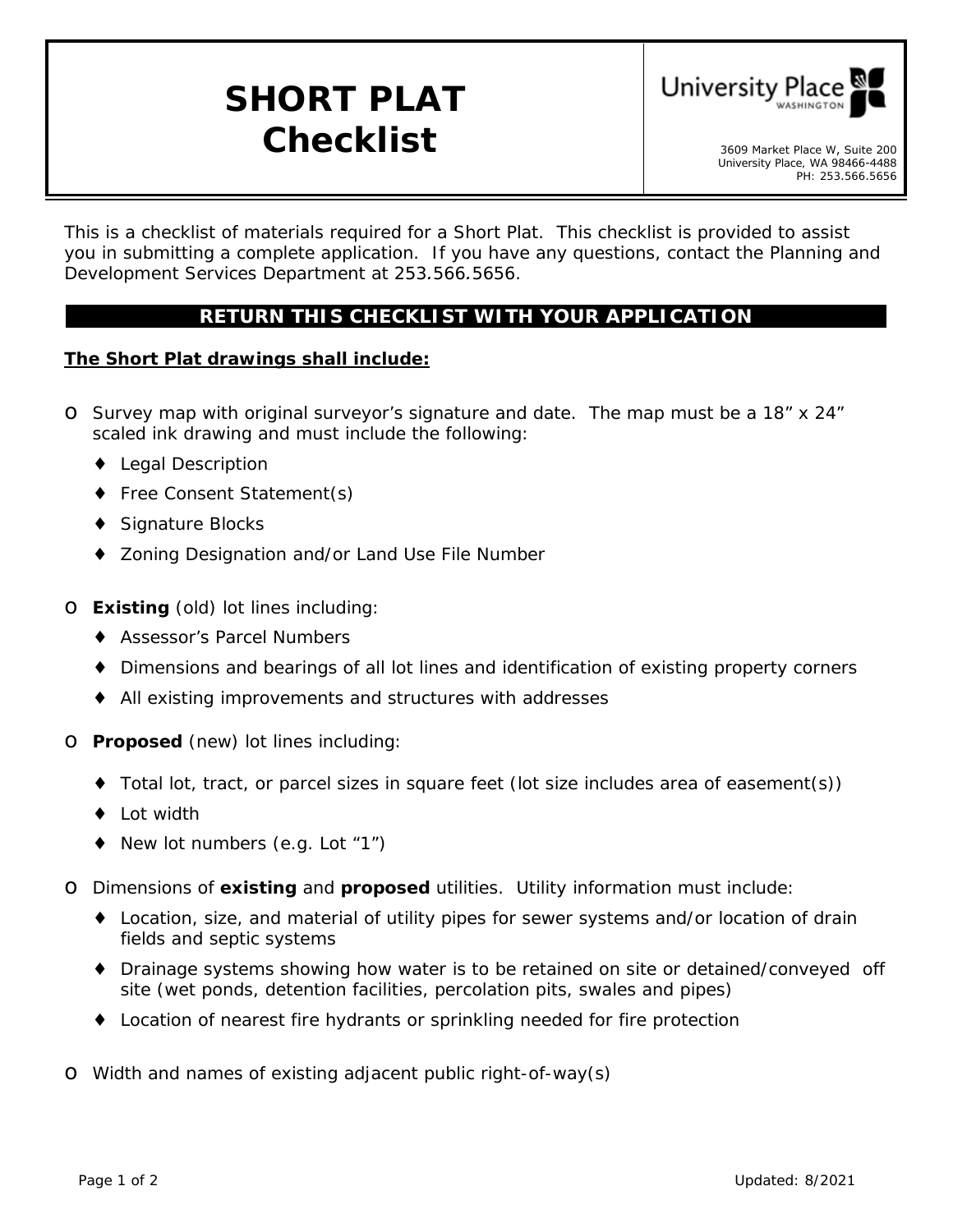# SHORT PLAT Checklist

University Place WASHINGTON

3609 Market Place W, Suite 200
University Place, WA 98466-4488
PH: 253.566.5656

This is a checklist of materials required for a Short Plat. This checklist is provided to assist you in submitting a complete application. If you have any questions, contact the Planning and Development Services Department at 253.566.5656.

**RETURN THIS CHECKLIST WITH YOUR APPLICATION**

**The Short Plat drawings shall include:**

- Survey map with original surveyor's signature and date. The map must be a 18" x 24" scaled ink drawing and must include the following:
  - Legal Description
  - Free Consent Statement(s)
  - Signature Blocks
  - Zoning Designation and/or Land Use File Number
- **Existing** (old) lot lines including:
  - Assessor's Parcel Numbers
  - Dimensions and bearings of all lot lines and identification of existing property corners
  - All existing improvements and structures with addresses
- **Proposed** (new) lot lines including:
  - Total lot, tract, or parcel sizes in square feet (lot size includes area of easement(s))
  - Lot width
  - New lot numbers (e.g. Lot "1")
- Dimensions of **existing** and **proposed** utilities. Utility information must include:
  - Location, size, and material of utility pipes for sewer systems and/or location of drain fields and septic systems
  - Drainage systems showing how water is to be retained on site or detained/conveyed off site (wet ponds, detention facilities, percolation pits, swales and pipes)
  - Location of nearest fire hydrants or sprinkling needed for fire protection
- Width and names of existing adjacent public right-of-way(s)

Updated: 8/2021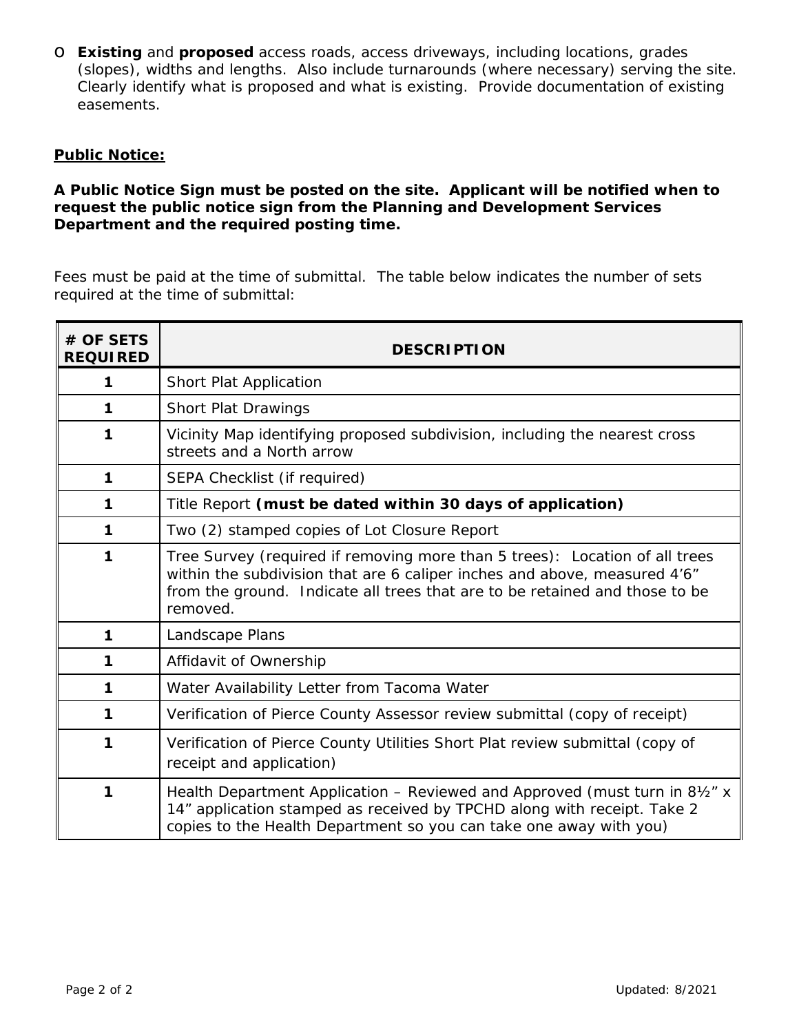- **Existing** and **proposed** access roads, access driveways, including locations, grades (slopes), widths and lengths. Also include turnarounds (where necessary) serving the site. Clearly identify what is proposed and what is existing. Provide documentation of existing easements.

**Public Notice:**

**A Public Notice Sign must be posted on the site. Applicant will be notified when to request the public notice sign from the Planning and Development Services Department and the required posting time.**

Fees must be paid at the time of submittal. The table below indicates the number of sets required at the time of submittal:

| # OF SETS REQUIRED | DESCRIPTION |
|---|---|
| **1** | Short Plat Application |
| **1** | Short Plat Drawings |
| **1** | Vicinity Map identifying proposed subdivision, including the nearest cross streets and a North arrow |
| **1** | SEPA Checklist (if required) |
| **1** | Title Report **(must be dated within 30 days of application)** |
| **1** | Two (2) stamped copies of Lot Closure Report |
| **1** | Tree Survey (required if removing more than 5 trees): Location of all trees within the subdivision that are 6 caliper inches and above, measured 4'6" from the ground. Indicate all trees that are to be retained and those to be removed. |
| **1** | Landscape Plans |
| **1** | Affidavit of Ownership |
| **1** | Water Availability Letter from Tacoma Water |
| **1** | Verification of Pierce County Assessor review submittal (copy of receipt) |
| **1** | Verification of Pierce County Utilities Short Plat review submittal (copy of receipt and application) |
| **1** | Health Department Application – Reviewed and Approved (must turn in 8½" x 14" application stamped as received by TPCHD along with receipt. Take 2 copies to the Health Department so you can take one away with you) |

Updated: 8/2021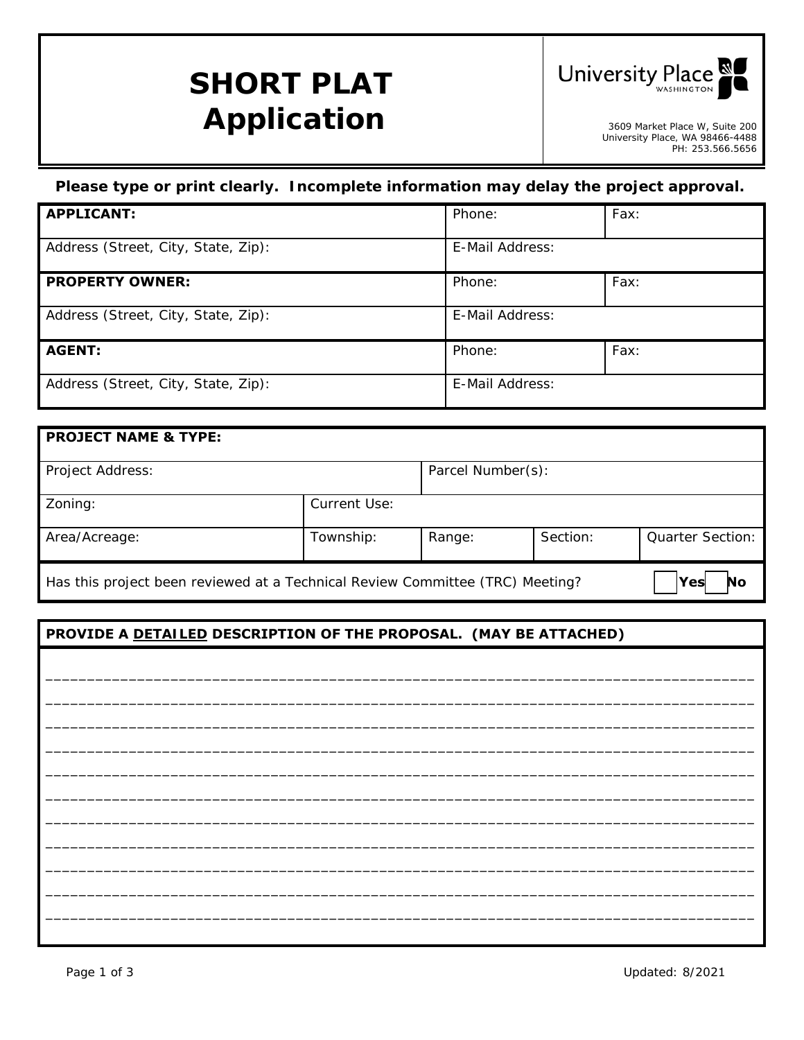# SHORT PLAT Application

University Place WASHINGTON

3609 Market Place W, Suite 200
University Place, WA 98466-4488
PH: 253.566.5656

**Please type or print clearly. Incomplete information may delay the project approval.**

| **APPLICANT:** | Phone: | Fax: |
|---|---|---|
| Address (Street, City, State, Zip): | E-Mail Address: | |
| **PROPERTY OWNER:** | Phone: | Fax: |
| Address (Street, City, State, Zip): | E-Mail Address: | |
| **AGENT:** | Phone: | Fax: |
| Address (Street, City, State, Zip): | E-Mail Address: | |

| **PROJECT NAME & TYPE:** | | | | |
|---|---|---|---|---|
| Project Address: | | Parcel Number(s): | | |
| Zoning: | Current Use: | | | |
| Area/Acreage: | Township: | Range: | Section: | Quarter Section: |

Has this project been reviewed at a Technical Review Committee (TRC) Meeting? ☐ **Yes** ☐ **No**

**PROVIDE A DETAILED DESCRIPTION OF THE PROPOSAL. (MAY BE ATTACHED)**

_______________________________________________________________________________________

_______________________________________________________________________________________

_______________________________________________________________________________________

_______________________________________________________________________________________

_______________________________________________________________________________________

_______________________________________________________________________________________

_______________________________________________________________________________________

_______________________________________________________________________________________

_______________________________________________________________________________________

_______________________________________________________________________________________

_______________________________________________________________________________________

Updated: 8/2021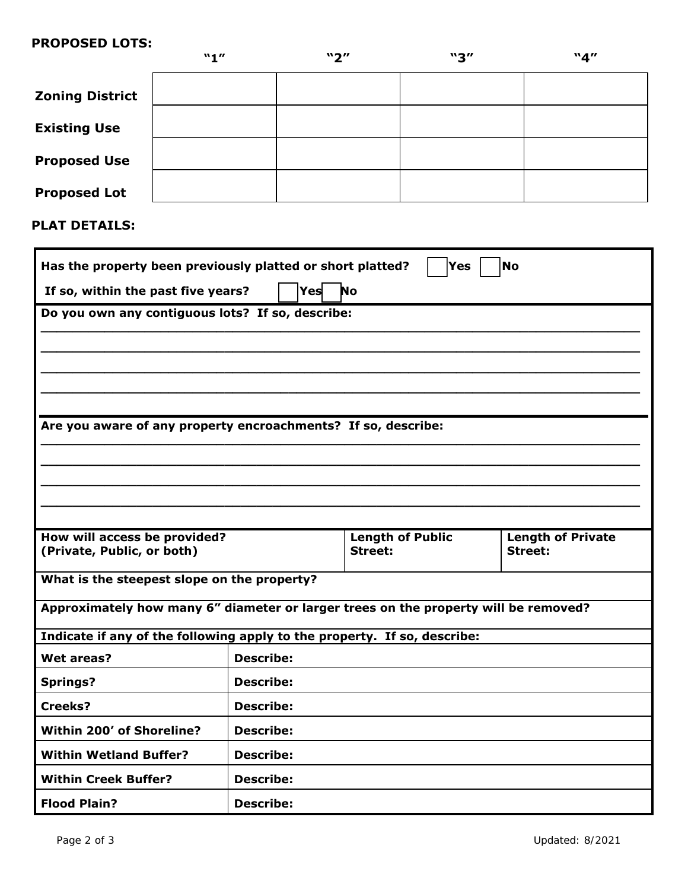**PROPOSED LOTS:**

| | "1" | "2" | "3" | "4" |
|---|---|---|---|---|
| **Zoning District** | | | | |
| **Existing Use** | | | | |
| **Proposed Use** | | | | |
| **Proposed Lot** | | | | |

**PLAT DETAILS:**

**Has the property been previously platted or short platted?** ☐ **Yes** ☐ **No**

**If so, within the past five years?** ☐ **Yes** ☐ **No**

**Do you own any contiguous lots? If so, describe:**

\_\_\_\_\_\_\_\_\_\_\_\_\_\_\_\_\_\_\_\_\_\_\_\_\_\_\_\_\_\_\_\_\_\_\_\_\_\_\_\_\_\_\_\_\_\_\_\_\_\_\_\_\_\_\_\_\_\_\_\_\_\_\_\_\_\_\_\_\_\_\_\_

\_\_\_\_\_\_\_\_\_\_\_\_\_\_\_\_\_\_\_\_\_\_\_\_\_\_\_\_\_\_\_\_\_\_\_\_\_\_\_\_\_\_\_\_\_\_\_\_\_\_\_\_\_\_\_\_\_\_\_\_\_\_\_\_\_\_\_\_\_\_\_\_

\_\_\_\_\_\_\_\_\_\_\_\_\_\_\_\_\_\_\_\_\_\_\_\_\_\_\_\_\_\_\_\_\_\_\_\_\_\_\_\_\_\_\_\_\_\_\_\_\_\_\_\_\_\_\_\_\_\_\_\_\_\_\_\_\_\_\_\_\_\_\_\_

\_\_\_\_\_\_\_\_\_\_\_\_\_\_\_\_\_\_\_\_\_\_\_\_\_\_\_\_\_\_\_\_\_\_\_\_\_\_\_\_\_\_\_\_\_\_\_\_\_\_\_\_\_\_\_\_\_\_\_\_\_\_\_\_\_\_\_\_\_\_\_\_

**Are you aware of any property encroachments? If so, describe:**

\_\_\_\_\_\_\_\_\_\_\_\_\_\_\_\_\_\_\_\_\_\_\_\_\_\_\_\_\_\_\_\_\_\_\_\_\_\_\_\_\_\_\_\_\_\_\_\_\_\_\_\_\_\_\_\_\_\_\_\_\_\_\_\_\_\_\_\_\_\_\_\_

\_\_\_\_\_\_\_\_\_\_\_\_\_\_\_\_\_\_\_\_\_\_\_\_\_\_\_\_\_\_\_\_\_\_\_\_\_\_\_\_\_\_\_\_\_\_\_\_\_\_\_\_\_\_\_\_\_\_\_\_\_\_\_\_\_\_\_\_\_\_\_\_

\_\_\_\_\_\_\_\_\_\_\_\_\_\_\_\_\_\_\_\_\_\_\_\_\_\_\_\_\_\_\_\_\_\_\_\_\_\_\_\_\_\_\_\_\_\_\_\_\_\_\_\_\_\_\_\_\_\_\_\_\_\_\_\_\_\_\_\_\_\_\_\_

\_\_\_\_\_\_\_\_\_\_\_\_\_\_\_\_\_\_\_\_\_\_\_\_\_\_\_\_\_\_\_\_\_\_\_\_\_\_\_\_\_\_\_\_\_\_\_\_\_\_\_\_\_\_\_\_\_\_\_\_\_\_\_\_\_\_\_\_\_\_\_\_

| **How will access be provided? (Private, Public, or both)** | **Length of Public Street:** | **Length of Private Street:** |
|---|---|---|

**What is the steepest slope on the property?**

**Approximately how many 6" diameter or larger trees on the property will be removed?**

**Indicate if any of the following apply to the property. If so, describe:**

| | |
|---|---|
| **Wet areas?** | **Describe:** |
| **Springs?** | **Describe:** |
| **Creeks?** | **Describe:** |
| **Within 200' of Shoreline?** | **Describe:** |
| **Within Wetland Buffer?** | **Describe:** |
| **Within Creek Buffer?** | **Describe:** |
| **Flood Plain?** | **Describe:** |

Updated: 8/2021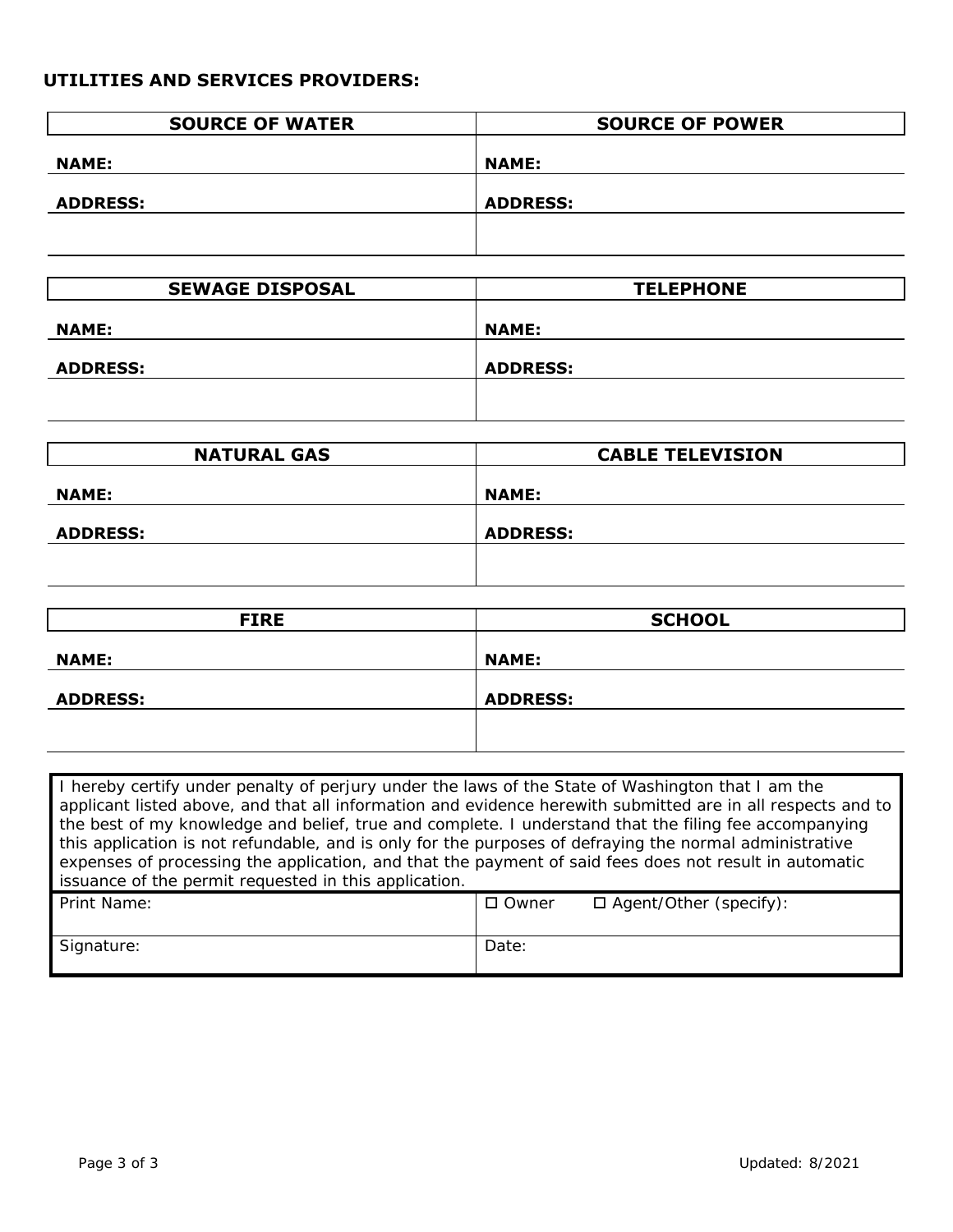**UTILITIES AND SERVICES PROVIDERS:**

| SOURCE OF WATER | SOURCE OF POWER |
| --- | --- |
| **NAME:** | **NAME:** |
| **ADDRESS:** | **ADDRESS:** |
| | |

| SEWAGE DISPOSAL | TELEPHONE |
| --- | --- |
| **NAME:** | **NAME:** |
| **ADDRESS:** | **ADDRESS:** |
| | |

| NATURAL GAS | CABLE TELEVISION |
| --- | --- |
| **NAME:** | **NAME:** |
| **ADDRESS:** | **ADDRESS:** |
| | |

| FIRE | SCHOOL |
| --- | --- |
| **NAME:** | **NAME:** |
| **ADDRESS:** | **ADDRESS:** |
| | |

I hereby certify under penalty of perjury under the laws of the State of Washington that I am the applicant listed above, and that all information and evidence herewith submitted are in all respects and to the best of my knowledge and belief, true and complete. I understand that the filing fee accompanying this application is not refundable, and is only for the purposes of defraying the normal administrative expenses of processing the application, and that the payment of said fees does not result in automatic issuance of the permit requested in this application.

| Print Name: | ☐ Owner ☐ Agent/Other (specify): |
| --- | --- |
| Signature: | Date: |

Updated: 8/2021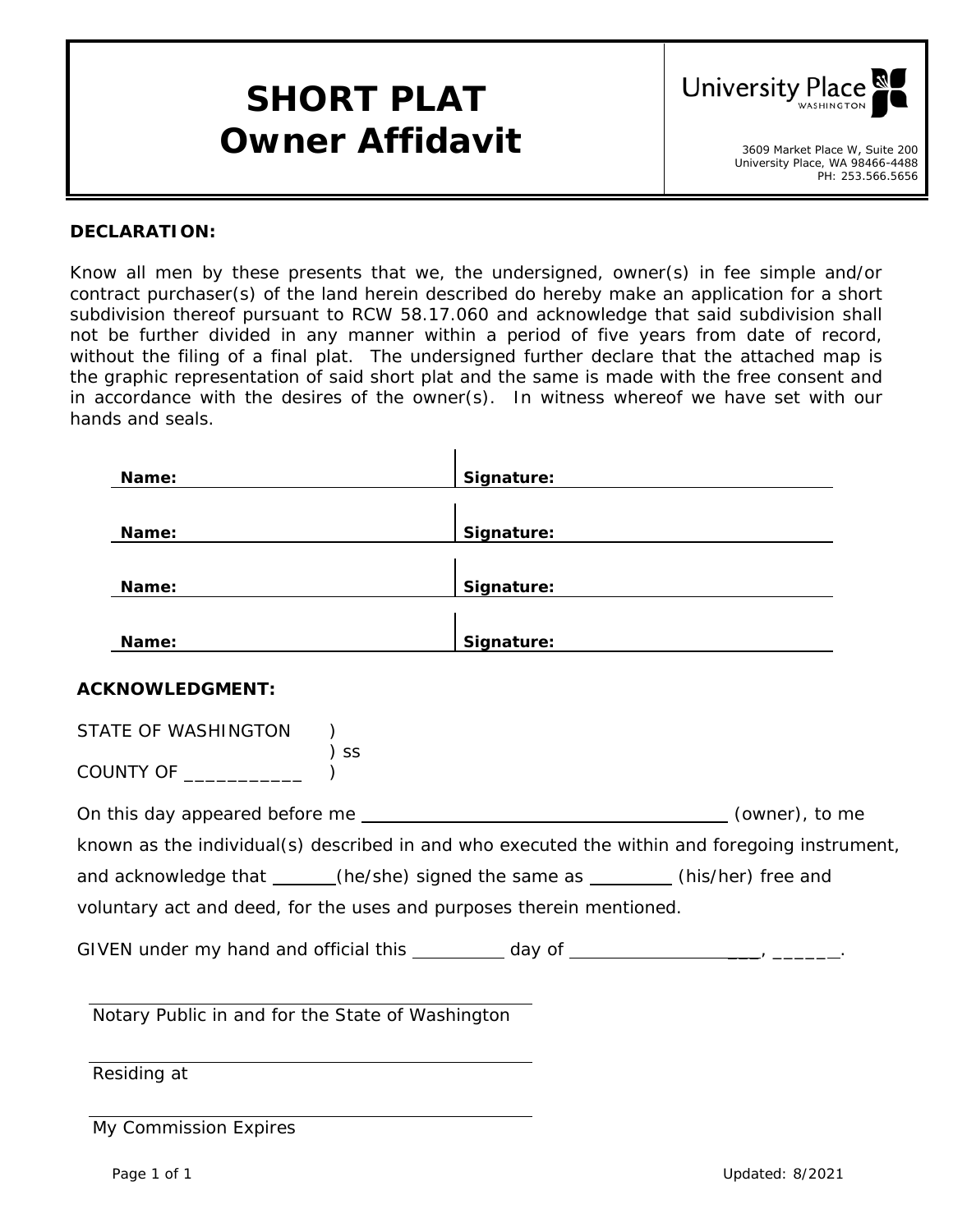# SHORT PLAT Owner Affidavit

University Place WASHINGTON

3609 Market Place W, Suite 200
University Place, WA 98466-4488
PH: 253.566.5656

**DECLARATION:**

Know all men by these presents that we, the undersigned, owner(s) in fee simple and/or contract purchaser(s) of the land herein described do hereby make an application for a short subdivision thereof pursuant to RCW 58.17.060 and acknowledge that said subdivision shall not be further divided in any manner within a period of five years from date of record, without the filing of a final plat. The undersigned further declare that the attached map is the graphic representation of said short plat and the same is made with the free consent and in accordance with the desires of the owner(s). In witness whereof we have set with our hands and seals.

| | |
|---|---|
| **Name:** | **Signature:** |
| **Name:** | **Signature:** |
| **Name:** | **Signature:** |
| **Name:** | **Signature:** |

**ACKNOWLEDGMENT:**

STATE OF WASHINGTON )
) ss
COUNTY OF ___________ )

On this day appeared before me ________________________ (owner), to me known as the individual(s) described in and who executed the within and foregoing instrument, and acknowledge that ______(he/she) signed the same as ________ (his/her) free and voluntary act and deed, for the uses and purposes therein mentioned.

GIVEN under my hand and official this _________ day of _________________, ______.

_______________________________
Notary Public in and for the State of Washington

_______________________________
Residing at

_______________________________
My Commission Expires

Updated: 8/2021